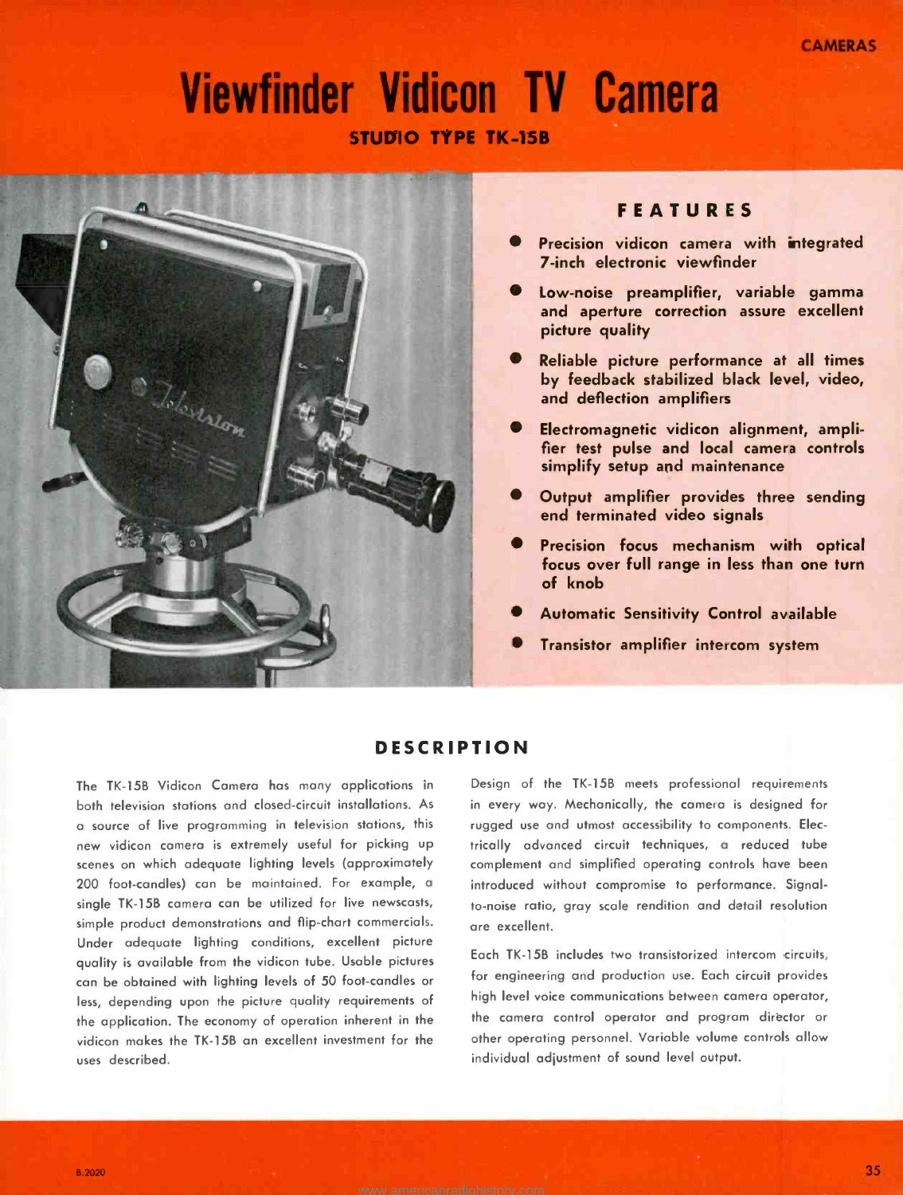CAMERAS

# Viewfinder Vidicon TV Camera

## STUDIO TYPE TK-15B

### FEATURES

- Precision vidicon camera with integrated 7-inch electronic viewfinder
- Low-noise preamplifier, variable gamma and aperture correction assure excellent picture quality
- Reliable picture performance at all times by feedback stabilized black level, video, and deflection amplifiers
- Electromagnetic vidicon alignment, amplifier test pulse and local camera controls simplify setup and maintenance
- Output amplifier provides three sending end terminated video signals
- Precision focus mechanism with optical focus over full range in less than one turn of knob
- Automatic Sensitivity Control available
- Transistor amplifier intercom system

### DESCRIPTION

The TK-15B Vidicon Camera has many applications in both television stations and closed-circuit installations. As a source of live programming in television stations, this new vidicon camera is extremely useful for picking up scenes on which adequate lighting levels (approximately 200 foot-candles) can be maintained. For example, a single TK-15B camera can be utilized for live newscasts, simple product demonstrations and flip-chart commercials. Under adequate lighting conditions, excellent picture quality is available from the vidicon tube. Usable pictures can be obtained with lighting levels of 50 foot-candles or less, depending upon the picture quality requirements of the application. The economy of operation inherent in the vidicon makes the TK-15B an excellent investment for the uses described.

Design of the TK-15B meets professional requirements in every way. Mechanically, the camera is designed for rugged use and utmost accessibility to components. Electrically advanced circuit techniques, a reduced tube complement and simplified operating controls have been introduced without compromise to performance. Signal-to-noise ratio, gray scale rendition and detail resolution are excellent.

Each TK-15B includes two transistorized intercom circuits, for engineering and production use. Each circuit provides high level voice communications between camera operator, the camera control operator and program director or other operating personnel. Variable volume controls allow individual adjustment of sound level output.

B.2020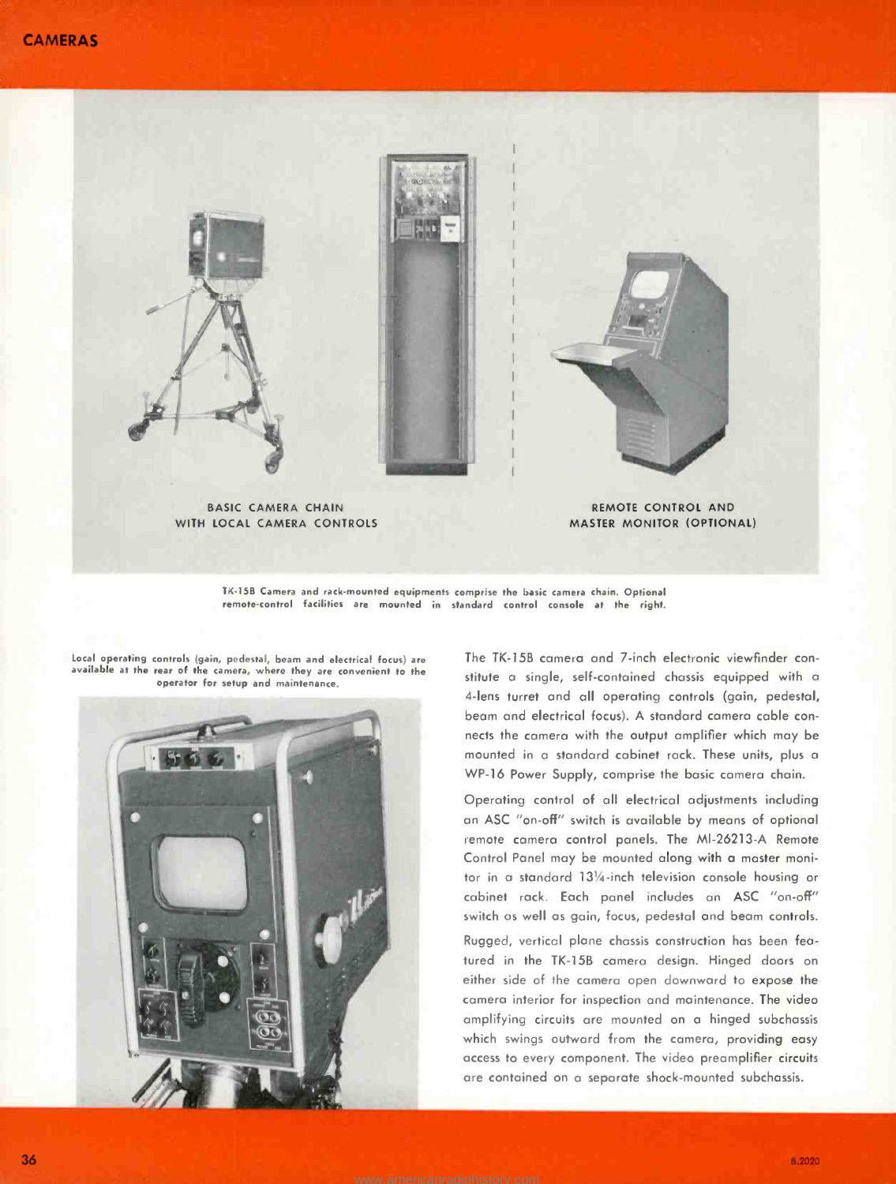BASIC CAMERA CHAIN WITH LOCAL CAMERA CONTROLS

REMOTE CONTROL AND MASTER MONITOR (OPTIONAL)

TK-15B Camera and rack-mounted equipments comprise the basic camera chain. Optional remote-control facilities are mounted in standard control console at the right.

Local operating controls (gain, pedestal, beam and electrical focus) are available at the rear of the camera, where they are convenient to the operator for setup and maintenance.

The TK-15B camera and 7-inch electronic viewfinder constitute a single, self-contained chassis equipped with a 4-lens turret and all operating controls (gain, pedestal, beam and electrical focus). A standard camera cable connects the camera with the output amplifier which may be mounted in a standard cabinet rack. These units, plus a WP-16 Power Supply, comprise the basic camera chain.

Operating control of all electrical adjustments including an ASC "on-off" switch is available by means of optional remote camera control panels. The MI-26213-A Remote Control Panel may be mounted along with a master monitor in a standard 13¼-inch television console housing or cabinet rack. Each panel includes an ASC "on-off" switch as well as gain, focus, pedestal and beam controls.

Rugged, vertical plane chassis construction has been featured in the TK-15B camera design. Hinged doors on either side of the camera open downward to expose the camera interior for inspection and maintenance. The video amplifying circuits are mounted on a hinged subchassis which swings outward from the camera, providing easy access to every component. The video preamplifier circuits are contained on a separate shock-mounted subchassis.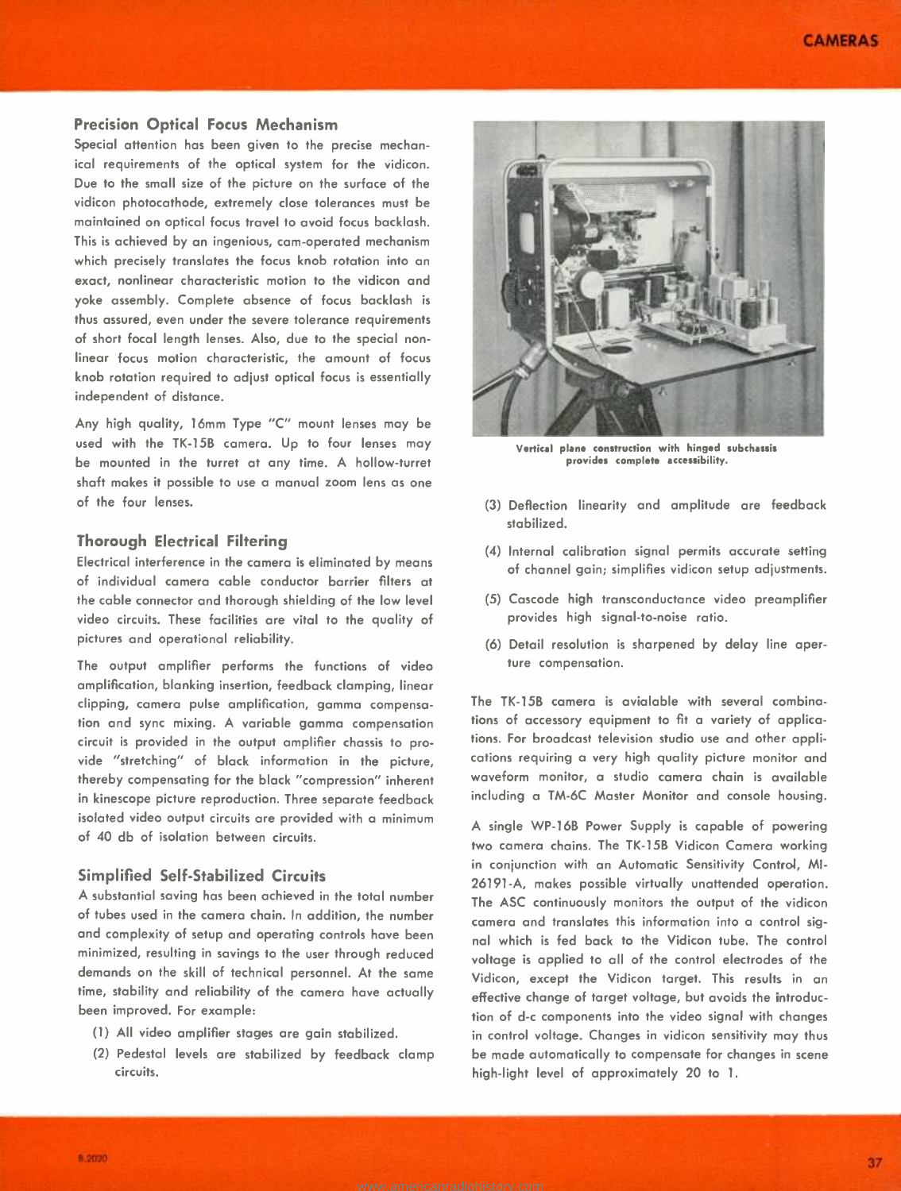## Precision Optical Focus Mechanism

Special attention has been given to the precise mechanical requirements of the optical system for the vidicon. Due to the small size of the picture on the surface of the vidicon photocathode, extremely close tolerances must be maintained on optical focus travel to avoid focus backlash. This is achieved by an ingenious, cam-operated mechanism which precisely translates the focus knob rotation into an exact, nonlinear characteristic motion to the vidicon and yoke assembly. Complete absence of focus backlash is thus assured, even under the severe tolerance requirements of short focal length lenses. Also, due to the special nonlinear focus motion characteristic, the amount of focus knob rotation required to adjust optical focus is essentially independent of distance.

Any high quality, 16mm Type "C" mount lenses may be used with the TK-15B camera. Up to four lenses may be mounted in the turret at any time. A hollow-turret shaft makes it possible to use a manual zoom lens as one of the four lenses.

## Thorough Electrical Filtering

Electrical interference in the camera is eliminated by means of individual camera cable conductor barrier filters at the cable connector and thorough shielding of the low level video circuits. These facilities are vital to the quality of pictures and operational reliability.

The output amplifier performs the functions of video amplification, blanking insertion, feedback clamping, linear clipping, camera pulse amplification, gamma compensation and sync mixing. A variable gamma compensation circuit is provided in the output amplifier chassis to provide "stretching" of black information in the picture, thereby compensating for the black "compression" inherent in kinescope picture reproduction. Three separate feedback isolated video output circuits are provided with a minimum of 40 db of isolation between circuits.

## Simplified Self-Stabilized Circuits

A substantial saving has been achieved in the total number of tubes used in the camera chain. In addition, the number and complexity of setup and operating controls have been minimized, resulting in savings to the user through reduced demands on the skill of technical personnel. At the same time, stability and reliability of the camera have actually been improved. For example:

(1) All video amplifier stages are gain stabilized.

(2) Pedestal levels are stabilized by feedback clamp circuits.

Vertical plane construction with hinged subchassis provides complete accessibility.

(3) Deflection linearity and amplitude are feedback stabilized.

(4) Internal calibration signal permits accurate setting of channel gain; simplifies vidicon setup adjustments.

(5) Cascode high transconductance video preamplifier provides high signal-to-noise ratio.

(6) Detail resolution is sharpened by delay line aperture compensation.

The TK-15B camera is avialable with several combinations of accessory equipment to fit a variety of applications. For broadcast television studio use and other applications requiring a very high quality picture monitor and waveform monitor, a studio camera chain is available including a TM-6C Master Monitor and console housing.

A single WP-16B Power Supply is capable of powering two camera chains. The TK-15B Vidicon Camera working in conjunction with an Automatic Sensitivity Control, MI-26191-A, makes possible virtually unattended operation. The ASC continuously monitors the output of the vidicon camera and translates this information into a control signal which is fed back to the Vidicon tube. The control voltage is applied to all of the control electrodes of the Vidicon, except the Vidicon target. This results in an effective change of target voltage, but avoids the introduction of d-c components into the video signal with changes in control voltage. Changes in vidicon sensitivity may thus be made automatically to compensate for changes in scene high-light level of approximately 20 to 1.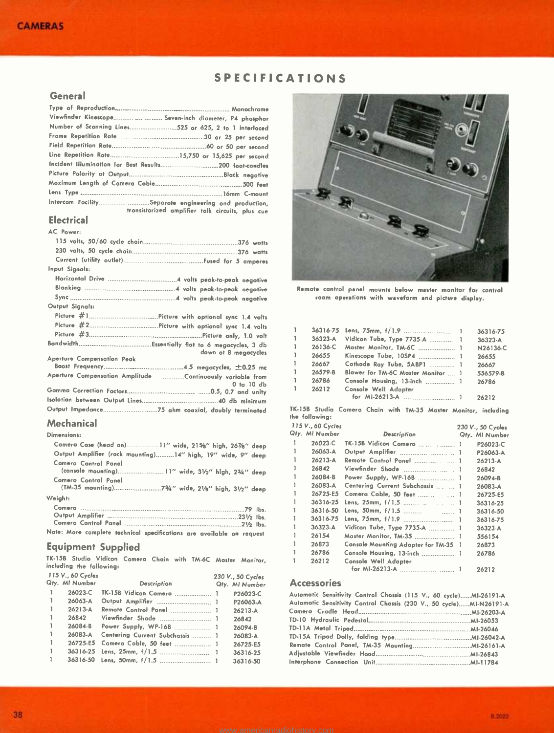# SPECIFICATIONS

## General

| | |
|---|---|
| Type of Reproduction | Monochrome |
| Viewfinder Kinescope | Seven-inch diameter, P4 phosphor |
| Number of Scanning Lines | 525 or 625, 2 to 1 interlaced |
| Frame Repetition Rate | 30 or 25 per second |
| Field Repetition Rate | 60 or 50 per second |
| Line Repetition Rate | 15,750 or 15,625 per second |
| Incident Illumination for Best Results | 200 foot-candles |
| Picture Polarity at Output | Black negative |
| Maximum Length of Camera Cable | 500 feet |
| Lens Type | 16mm C-mount |
| Intercom Facility | Separate engineering and production, transistorized amplifier talk circuits, plus cue |

## Electrical

AC Power:

| | |
|---|---|
| 115 volts, 50/60 cycle chain | 376 watts |
| 230 volts, 50 cycle chain | 376 watts |
| Current (utility outlet) | Fused for 5 amperes |

Input Signals:

| | |
|---|---|
| Horizontal Drive | 4 volts peak-to-peak negative |
| Blanking | 4 volts peak-to-peak negative |
| Sync | 4 volts peak-to-peak negative |

Output Signals:

| | |
|---|---|
| Picture #1 | Picture with optional sync 1.4 volts |
| Picture #2 | Picture with optional sync 1.4 volts |
| Picture #3 | Picture only, 1.0 volt |
| Bandwidth | Essentially flat to 6 megacycles, 3 db down at 8 megacycles |
| Aperture Compensation Peak Boost Frequency | 4.5 megacycles, ±0.25 mc |
| Aperture Compensation Amplitude | Continuously variable from 0 to 10 db |
| Gamma Correction Factors | 0.5, 0.7 and unity |
| Isolation between Output Lines | 40 db minimum |
| Output Impedance | 75 ohm coaxial, doubly terminated |

## Mechanical

Dimensions:

| | |
|---|---|
| Camera Case (head on) | 11" wide, 21⅝" high, 26⅞" deep |
| Output Amplifier (rack mounting) | 14" high, 19" wide, 9" deep |
| Camera Control Panel (console mounting) | 11" wide, 3½" high, 2¾" deep |
| Camera Control Panel (TM-35 mounting) | 7¾" wide, 2⅛" high, 3½" deep |

Weight:

| | |
|---|---|
| Camera | 79 lbs. |
| Output Amplifier | 23½ lbs. |
| Camera Control Panel | 2½ lbs. |

Note: More complete technical specifications are available on request

## Equipment Supplied

TK-15B Studio Vidicon Camera Chain with TM-6C Master Monitor, including the following:

| 115 V., 60 Cycles Qty. | MI Number | Description | 230 V., 50 Cycles Qty. | MI Number |
|---|---|---|---|---|
| 1 | 26023-C | TK-15B Vidicon Camera | 1 | P26023-C |
| 1 | 26063-A | Output Amplifier | 1 | P26063-A |
| 1 | 26213-A | Remote Control Panel | 1 | 26213-A |
| 1 | 26842 | Viewfinder Shade | 1 | 26842 |
| 1 | 26084-B | Power Supply, WP-16B | 1 | 26094-B |
| 1 | 26083-A | Centering Current Subchassis | 1 | 26083-A |
| 1 | 26725-E5 | Camera Cable, 50 feet | 1 | 26725-E5 |
| 1 | 36316-25 | Lens, 25mm, f/1.5 | 1 | 36316-25 |
| 1 | 36316-50 | Lens, 50mm, f/1.5 | 1 | 36316-50 |
| 1 | 36316-75 | Lens, 75mm, f/1.9 | 1 | 36316-75 |
| 1 | 36323-A | Vidicon Tube, Type 7735-A | 1 | 36323-A |
| 1 | 26136-C | Master Monitor, TM-6C | 1 | N26136-C |
| 1 | 26655 | Kinescope Tube, 10SP4 | 1 | 26655 |
| 1 | 26667 | Cathode Ray Tube, 5ABP1 | 1 | 26667 |
| 1 | 26579-B | Blower for TM-6C Master Monitor | 1 | 556579-B |
| 1 | 26786 | Console Housing, 13-inch | 1 | 26786 |
| 1 | 26212 | Console Well Adapter for MI-26213-A | 1 | 26212 |

Remote control panel mounts below master monitor for control room operations with waveform and picture display.

TK-15B Studio Camera Chain with TM-35 Master Monitor, including the following:

| 115 V., 60 Cycles Qty. | MI Number | Description | 230 V., 50 Cycles Qty. | MI Number |
|---|---|---|---|---|
| 1 | 26023-C | TK-15B Vidicon Camera | 1 | P26023-C |
| 1 | 26063-A | Output Amplifier | 1 | P26063-A |
| 1 | 26213-A | Remote Control Panel | 1 | 26213-A |
| 1 | 26842 | Viewfinder Shade | 1 | 26842 |
| 1 | 26084-B | Power Supply, WP-16B | 1 | 26094-B |
| 1 | 26083-A | Centering Current Subchassis | 1 | 26083-A |
| 1 | 26725-E5 | Camera Cable, 50 feet | 1 | 26725-E5 |
| 1 | 36316-25 | Lens, 25mm, f/1.5 | 1 | 36316-25 |
| 1 | 36316-50 | Lens, 50mm, f/1.5 | 1 | 36316-50 |
| 1 | 36316-75 | Lens, 75mm, f/1.9 | 1 | 36316-75 |
| 1 | 36323-A | Vidicon Tube, Type 7735-A | 1 | 36323-A |
| 1 | 26154 | Master Monitor, TM-35 | 1 | 556154 |
| 1 | 26873 | Console Mounting Adapter for TM-35 | 1 | 26873 |
| 1 | 26786 | Console Housing, 13-inch | 1 | 26786 |
| 1 | 26212 | Console Well Adapter for MI-26213-A | 1 | 26212 |

## Accessories

| | |
|---|---|
| Automatic Sensitivity Control Chassis (115 V., 60 cycle) | MI-26191-A |
| Automatic Sensitivity Control Chassis (230 V., 50 cycle) | MI-N26191-A |
| Camera Cradle Head | MI-26203-A |
| TD-10 Hydraulic Pedestal | MI-26053 |
| TD-11A Metal Tripod | MI-26046 |
| TD-15A Tripod Dolly, folding type | MI-26042-A |
| Remote Control Panel, TM-35 Mounting | MI-26161-A |
| Adjustable Viewfinder Hood | MI-26843 |
| Interphone Connection Unit | MI-11784 |